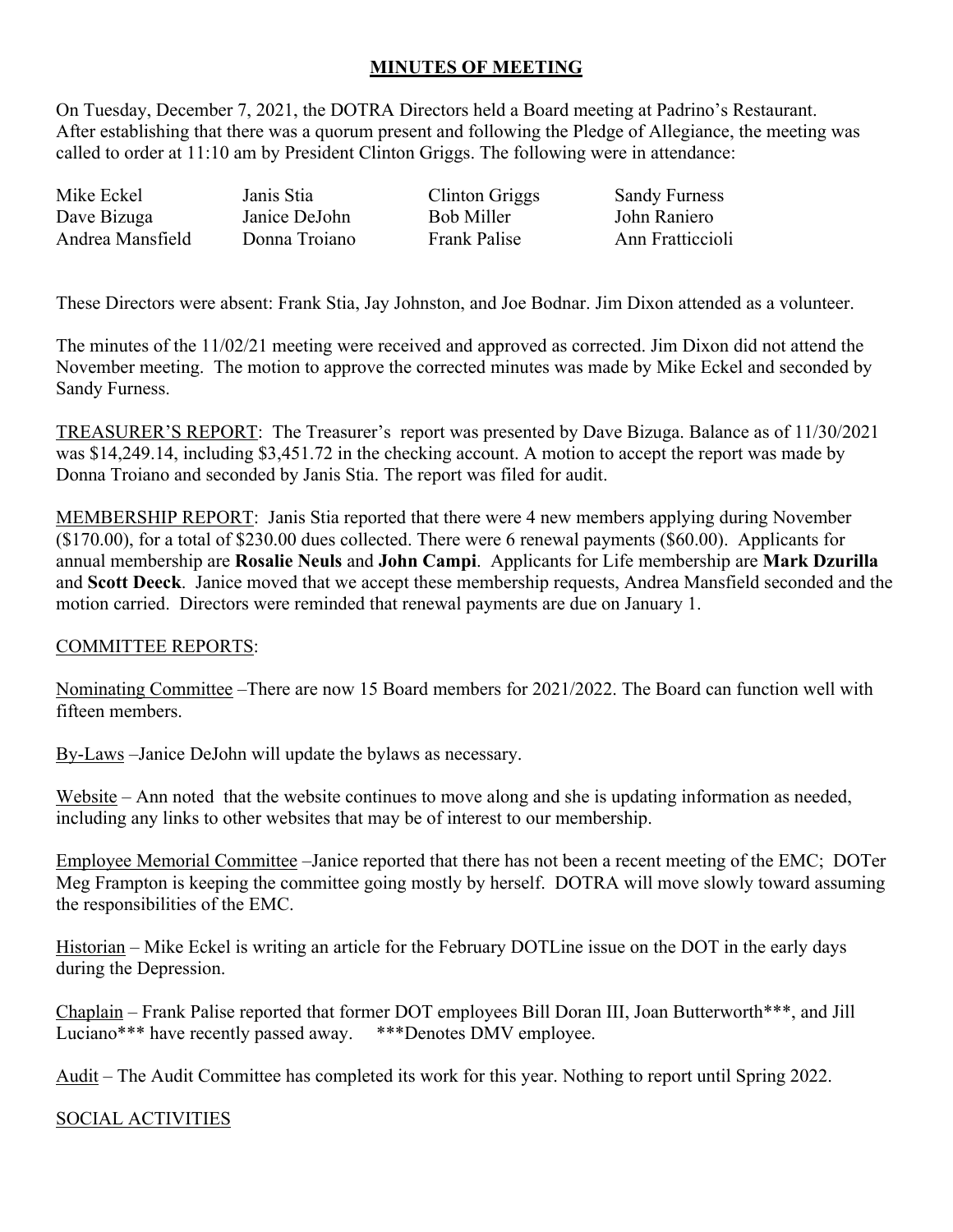# MINUTES OF MEETING

On Tuesday, December 7, 2021, the DOTRA Directors held a Board meeting at Padrino's Restaurant. After establishing that there was a quorum present and following the Pledge of Allegiance, the meeting was called to order at 11:10 am by President Clinton Griggs. The following were in attendance:

| | | | |
|---|---|---|---|
| Mike Eckel | Janis Stia | Clinton Griggs | Sandy Furness |
| Dave Bizuga | Janice DeJohn | Bob Miller | John Raniero |
| Andrea Mansfield | Donna Troiano | Frank Palise | Ann Fratticcioli |

These Directors were absent: Frank Stia, Jay Johnston, and Joe Bodnar. Jim Dixon attended as a volunteer.

The minutes of the 11/02/21 meeting were received and approved as corrected. Jim Dixon did not attend the November meeting. The motion to approve the corrected minutes was made by Mike Eckel and seconded by Sandy Furness.

TREASURER'S REPORT: The Treasurer's report was presented by Dave Bizuga. Balance as of 11/30/2021 was $14,249.14, including $3,451.72 in the checking account. A motion to accept the report was made by Donna Troiano and seconded by Janis Stia. The report was filed for audit.

MEMBERSHIP REPORT: Janis Stia reported that there were 4 new members applying during November ($170.00), for a total of $230.00 dues collected. There were 6 renewal payments ($60.00). Applicants for annual membership are **Rosalie Neuls** and **John Campi**. Applicants for Life membership are **Mark Dzurilla** and **Scott Deeck**. Janice moved that we accept these membership requests, Andrea Mansfield seconded and the motion carried. Directors were reminded that renewal payments are due on January 1.

## COMMITTEE REPORTS:

Nominating Committee –There are now 15 Board members for 2021/2022. The Board can function well with fifteen members.

By-Laws –Janice DeJohn will update the bylaws as necessary.

Website – Ann noted that the website continues to move along and she is updating information as needed, including any links to other websites that may be of interest to our membership.

Employee Memorial Committee –Janice reported that there has not been a recent meeting of the EMC; DOTer Meg Frampton is keeping the committee going mostly by herself. DOTRA will move slowly toward assuming the responsibilities of the EMC.

Historian – Mike Eckel is writing an article for the February DOTLine issue on the DOT in the early days during the Depression.

Chaplain – Frank Palise reported that former DOT employees Bill Doran III, Joan Butterworth***, and Jill Luciano*** have recently passed away. ***Denotes DMV employee.

Audit – The Audit Committee has completed its work for this year. Nothing to report until Spring 2022.

## SOCIAL ACTIVITIES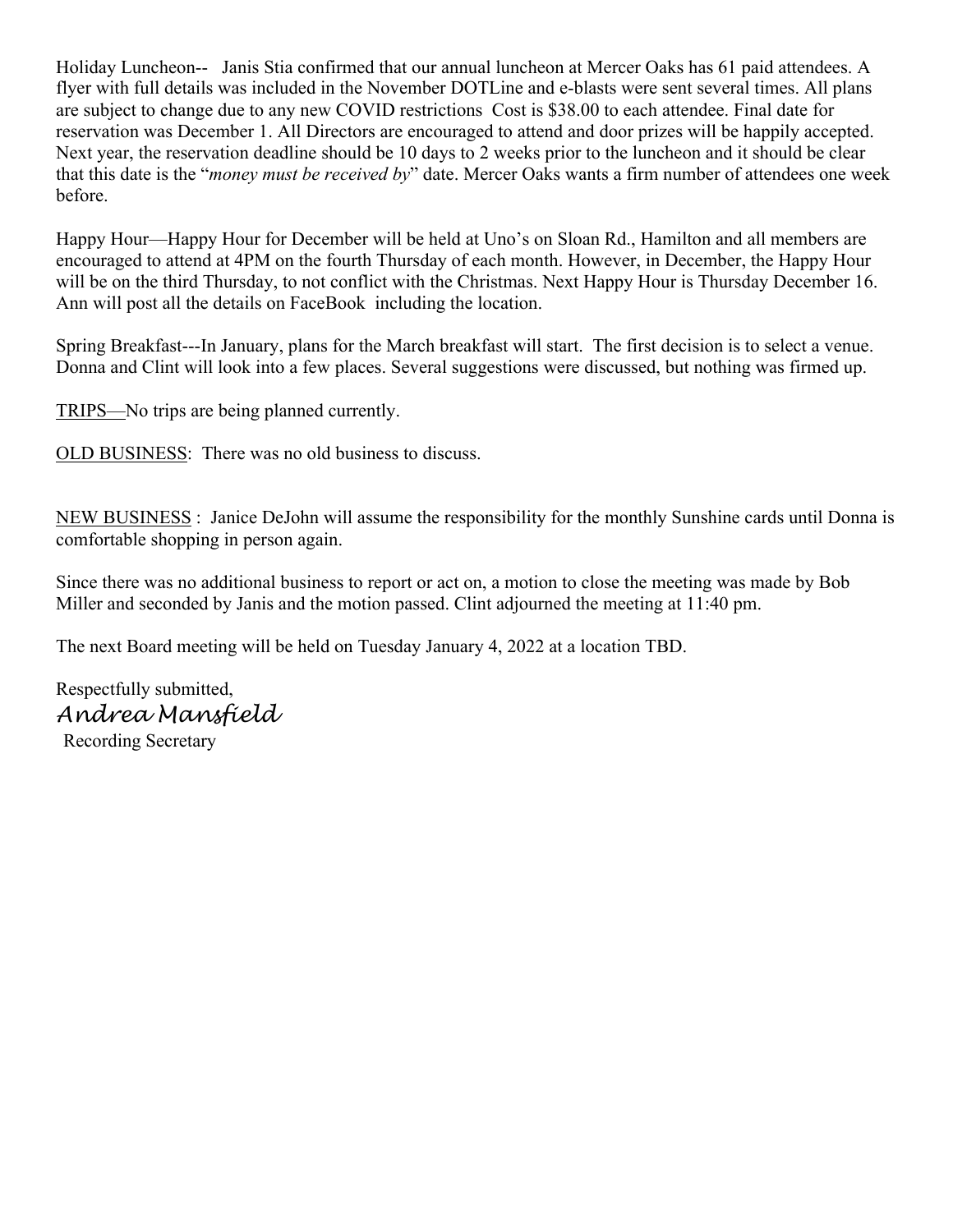Holiday Luncheon-- Janis Stia confirmed that our annual luncheon at Mercer Oaks has 61 paid attendees. A flyer with full details was included in the November DOTLine and e-blasts were sent several times. All plans are subject to change due to any new COVID restrictions Cost is $38.00 to each attendee. Final date for reservation was December 1. All Directors are encouraged to attend and door prizes will be happily accepted. Next year, the reservation deadline should be 10 days to 2 weeks prior to the luncheon and it should be clear that this date is the "*money must be received by*" date. Mercer Oaks wants a firm number of attendees one week before.

Happy Hour—Happy Hour for December will be held at Uno's on Sloan Rd., Hamilton and all members are encouraged to attend at 4PM on the fourth Thursday of each month. However, in December, the Happy Hour will be on the third Thursday, to not conflict with the Christmas. Next Happy Hour is Thursday December 16. Ann will post all the details on FaceBook including the location.

Spring Breakfast---In January, plans for the March breakfast will start. The first decision is to select a venue. Donna and Clint will look into a few places. Several suggestions were discussed, but nothing was firmed up.

<u>TRIPS—</u>No trips are being planned currently.

<u>OLD BUSINESS</u>: There was no old business to discuss.

<u>NEW BUSINESS</u> : Janice DeJohn will assume the responsibility for the monthly Sunshine cards until Donna is comfortable shopping in person again.

Since there was no additional business to report or act on, a motion to close the meeting was made by Bob Miller and seconded by Janis and the motion passed. Clint adjourned the meeting at 11:40 pm.

The next Board meeting will be held on Tuesday January 4, 2022 at a location TBD.

Respectfully submitted,
*Andrea Mansfield*
Recording Secretary